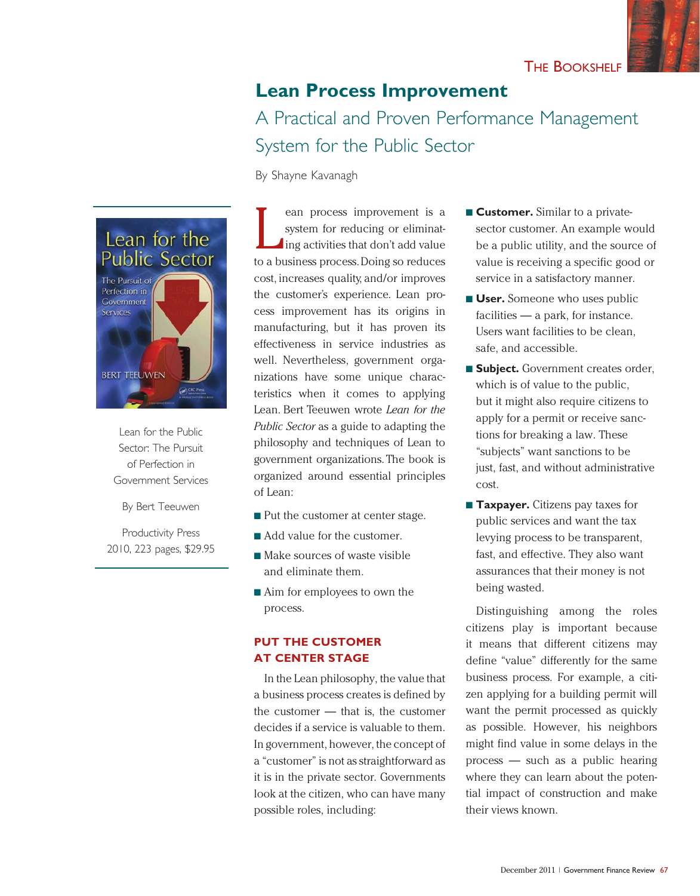# Lean Process Improvement

## A Practical and Proven Performance Management System for the Public Sector

By Shayne Kavanagh

Lean for the Public Sector: The Pursuit of Perfection in Government Services

By Bert Teeuwen

Productivity Press
2010, 223 pages, $29.95

Lean process improvement is a system for reducing or eliminating activities that don't add value to a business process. Doing so reduces cost, increases quality, and/or improves the customer's experience. Lean process improvement has its origins in manufacturing, but it has proven its effectiveness in service industries as well. Nevertheless, government organizations have some unique characteristics when it comes to applying Lean. Bert Teeuwen wrote *Lean for the Public Sector* as a guide to adapting the philosophy and techniques of Lean to government organizations. The book is organized around essential principles of Lean:

- Put the customer at center stage.
- Add value for the customer.
- Make sources of waste visible and eliminate them.
- Aim for employees to own the process.

### PUT THE CUSTOMER AT CENTER STAGE

In the Lean philosophy, the value that a business process creates is defined by the customer — that is, the customer decides if a service is valuable to them. In government, however, the concept of a "customer" is not as straightforward as it is in the private sector. Governments look at the citizen, who can have many possible roles, including:

- **Customer.** Similar to a private-sector customer. An example would be a public utility, and the source of value is receiving a specific good or service in a satisfactory manner.
- **User.** Someone who uses public facilities — a park, for instance. Users want facilities to be clean, safe, and accessible.
- **Subject.** Government creates order, which is of value to the public, but it might also require citizens to apply for a permit or receive sanctions for breaking a law. These "subjects" want sanctions to be just, fast, and without administrative cost.
- **Taxpayer.** Citizens pay taxes for public services and want the tax levying process to be transparent, fast, and effective. They also want assurances that their money is not being wasted.

Distinguishing among the roles citizens play is important because it means that different citizens may define "value" differently for the same business process. For example, a citizen applying for a building permit will want the permit processed as quickly as possible. However, his neighbors might find value in some delays in the process — such as a public hearing where they can learn about the potential impact of construction and make their views known.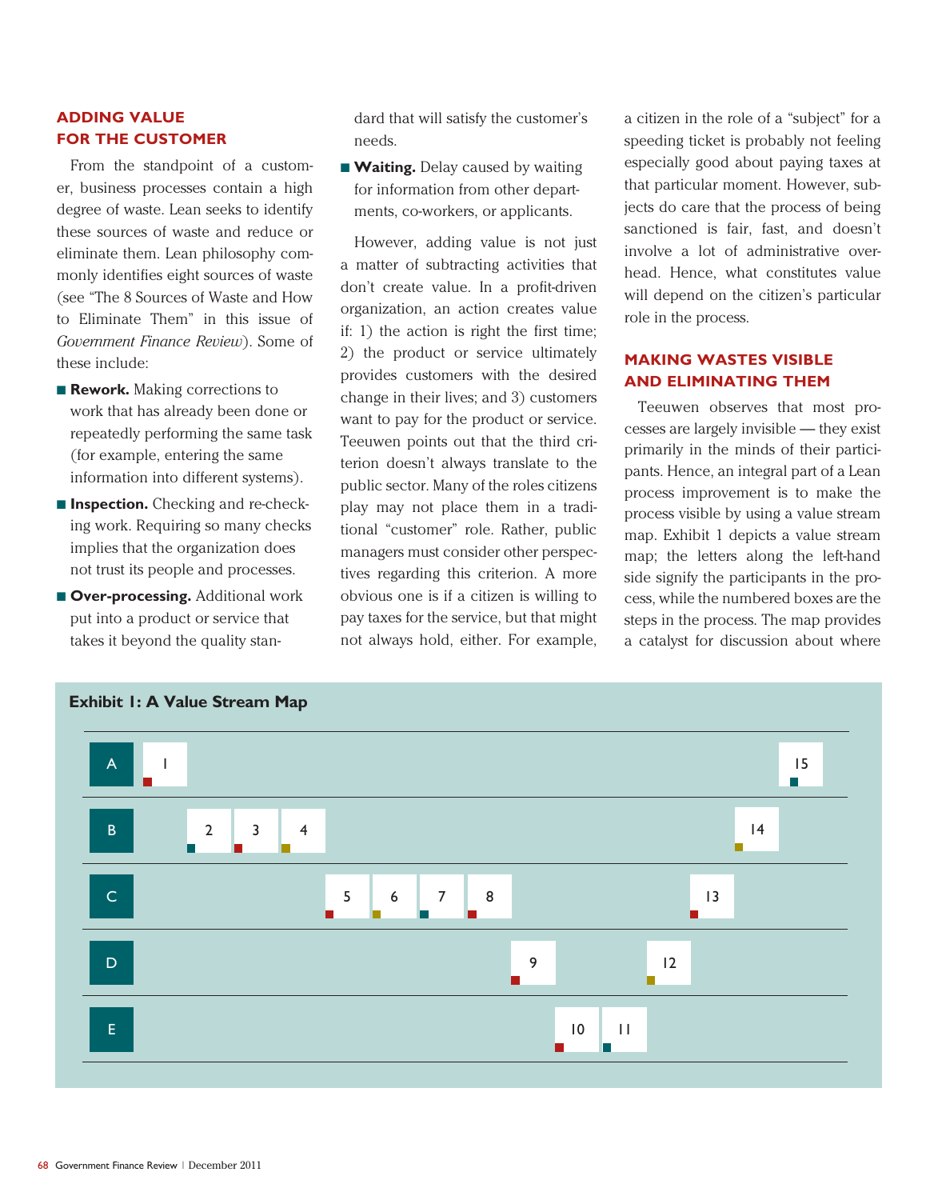## ADDING VALUE FOR THE CUSTOMER

From the standpoint of a customer, business processes contain a high degree of waste. Lean seeks to identify these sources of waste and reduce or eliminate them. Lean philosophy commonly identifies eight sources of waste (see "The 8 Sources of Waste and How to Eliminate Them" in this issue of *Government Finance Review*). Some of these include:

- **Rework.** Making corrections to work that has already been done or repeatedly performing the same task (for example, entering the same information into different systems).
- **Inspection.** Checking and re-checking work. Requiring so many checks implies that the organization does not trust its people and processes.
- **Over-processing.** Additional work put into a product or service that takes it beyond the quality standard that will satisfy the customer's needs.
- **Waiting.** Delay caused by waiting for information from other departments, co-workers, or applicants.

However, adding value is not just a matter of subtracting activities that don't create value. In a profit-driven organization, an action creates value if: 1) the action is right the first time; 2) the product or service ultimately provides customers with the desired change in their lives; and 3) customers want to pay for the product or service. Teeuwen points out that the third criterion doesn't always translate to the public sector. Many of the roles citizens play may not place them in a traditional "customer" role. Rather, public managers must consider other perspectives regarding this criterion. A more obvious one is if a citizen is willing to pay taxes for the service, but that might not always hold, either. For example, a citizen in the role of a "subject" for a speeding ticket is probably not feeling especially good about paying taxes at that particular moment. However, subjects do care that the process of being sanctioned is fair, fast, and doesn't involve a lot of administrative overhead. Hence, what constitutes value will depend on the citizen's particular role in the process.

## MAKING WASTES VISIBLE AND ELIMINATING THEM

Teeuwen observes that most processes are largely invisible — they exist primarily in the minds of their participants. Hence, an integral part of a Lean process improvement is to make the process visible by using a value stream map. Exhibit 1 depicts a value stream map; the letters along the left-hand side signify the participants in the process, while the numbered boxes are the steps in the process. The map provides a catalyst for discussion about where

**Exhibit 1: A Value Stream Map**

| Participant | Steps |
|---|---|
| A | 1, 15 |
| B | 2, 3, 4, 14 |
| C | 5, 6, 7, 8, 13 |
| D | 9, 12 |
| E | 10, 11 |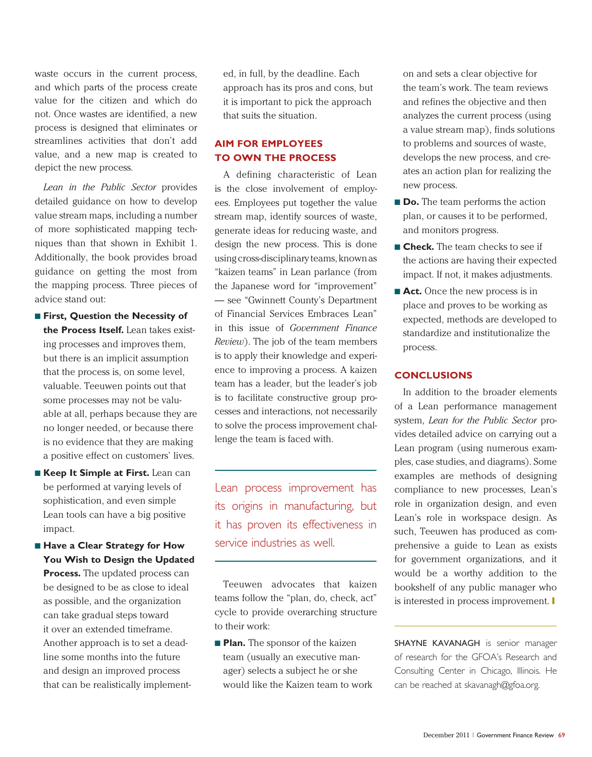waste occurs in the current process, and which parts of the process create value for the citizen and which do not. Once wastes are identified, a new process is designed that eliminates or streamlines activities that don't add value, and a new map is created to depict the new process.

*Lean in the Public Sector* provides detailed guidance on how to develop value stream maps, including a number of more sophisticated mapping techniques than that shown in Exhibit 1. Additionally, the book provides broad guidance on getting the most from the mapping process. Three pieces of advice stand out:

- **First, Question the Necessity of the Process Itself.** Lean takes existing processes and improves them, but there is an implicit assumption that the process is, on some level, valuable. Teeuwen points out that some processes may not be valuable at all, perhaps because they are no longer needed, or because there is no evidence that they are making a positive effect on customers' lives.
- **Keep It Simple at First.** Lean can be performed at varying levels of sophistication, and even simple Lean tools can have a big positive impact.
- **Have a Clear Strategy for How You Wish to Design the Updated Process.** The updated process can be designed to be as close to ideal as possible, and the organization can take gradual steps toward it over an extended timeframe. Another approach is to set a deadline some months into the future and design an improved process that can be realistically implemented, in full, by the deadline. Each approach has its pros and cons, but it is important to pick the approach that suits the situation.

## AIM FOR EMPLOYEES TO OWN THE PROCESS

A defining characteristic of Lean is the close involvement of employees. Employees put together the value stream map, identify sources of waste, generate ideas for reducing waste, and design the new process. This is done using cross-disciplinary teams, known as "kaizen teams" in Lean parlance (from the Japanese word for "improvement" — see "Gwinnett County's Department of Financial Services Embraces Lean" in this issue of *Government Finance Review*). The job of the team members is to apply their knowledge and experience to improving a process. A kaizen team has a leader, but the leader's job is to facilitate constructive group processes and interactions, not necessarily to solve the process improvement challenge the team is faced with.

> Lean process improvement has its origins in manufacturing, but it has proven its effectiveness in service industries as well.

Teeuwen advocates that kaizen teams follow the "plan, do, check, act" cycle to provide overarching structure to their work:

- **Plan.** The sponsor of the kaizen team (usually an executive manager) selects a subject he or she would like the Kaizen team to work on and sets a clear objective for the team's work. The team reviews and refines the objective and then analyzes the current process (using a value stream map), finds solutions to problems and sources of waste, develops the new process, and creates an action plan for realizing the new process.
- **Do.** The team performs the action plan, or causes it to be performed, and monitors progress.
- **Check.** The team checks to see if the actions are having their expected impact. If not, it makes adjustments.
- **Act.** Once the new process is in place and proves to be working as expected, methods are developed to standardize and institutionalize the process.

## CONCLUSIONS

In addition to the broader elements of a Lean performance management system, *Lean for the Public Sector* provides detailed advice on carrying out a Lean program (using numerous examples, case studies, and diagrams). Some examples are methods of designing compliance to new processes, Lean's role in organization design, and even Lean's role in workspace design. As such, Teeuwen has produced as comprehensive a guide to Lean as exists for government organizations, and it would be a worthy addition to the bookshelf of any public manager who is interested in process improvement.

SHAYNE KAVANAGH is senior manager of research for the GFOA's Research and Consulting Center in Chicago, Illinois. He can be reached at skavanagh@gfoa.org.